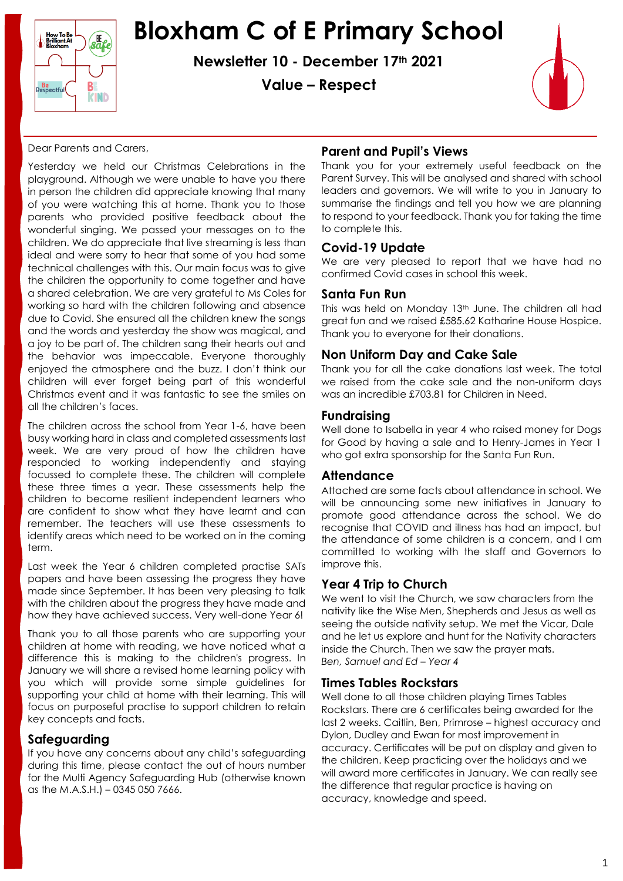# Bloxham C of E Primary School

**Newsletter 10 - December 17th 2021**

**Value – Respect**

Dear Parents and Carers,

Yesterday we held our Christmas Celebrations in the playground. Although we were unable to have you there in person the children did appreciate knowing that many of you were watching this at home. Thank you to those parents who provided positive feedback about the wonderful singing. We passed your messages on to the children. We do appreciate that live streaming is less than ideal and were sorry to hear that some of you had some technical challenges with this. Our main focus was to give the children the opportunity to come together and have a shared celebration. We are very grateful to Ms Coles for working so hard with the children following and absence due to Covid. She ensured all the children knew the songs and the words and yesterday the show was magical, and a joy to be part of. The children sang their hearts out and the behavior was impeccable. Everyone thoroughly enjoyed the atmosphere and the buzz. I don't think our children will ever forget being part of this wonderful Christmas event and it was fantastic to see the smiles on all the children's faces.

The children across the school from Year 1-6, have been busy working hard in class and completed assessments last week. We are very proud of how the children have responded to working independently and staying focussed to complete these. The children will complete these three times a year. These assessments help the children to become resilient independent learners who are confident to show what they have learnt and can remember. The teachers will use these assessments to identify areas which need to be worked on in the coming term.

Last week the Year 6 children completed practise SATs papers and have been assessing the progress they have made since September. It has been very pleasing to talk with the children about the progress they have made and how they have achieved success. Very well-done Year 6!

Thank you to all those parents who are supporting your children at home with reading, we have noticed what a difference this is making to the children's progress. In January we will share a revised home learning policy with you which will provide some simple guidelines for supporting your child at home with their learning. This will focus on purposeful practise to support children to retain key concepts and facts.

## Safeguarding

If you have any concerns about any child's safeguarding during this time, please contact the out of hours number for the Multi Agency Safeguarding Hub (otherwise known as the M.A.S.H.) – 0345 050 7666.

## Parent and Pupil's Views

Thank you for your extremely useful feedback on the Parent Survey. This will be analysed and shared with school leaders and governors. We will write to you in January to summarise the findings and tell you how we are planning to respond to your feedback. Thank you for taking the time to complete this.

## Covid-19 Update

We are very pleased to report that we have had no confirmed Covid cases in school this week.

## Santa Fun Run

This was held on Monday 13th June. The children all had great fun and we raised £585.62 Katharine House Hospice. Thank you to everyone for their donations.

## Non Uniform Day and Cake Sale

Thank you for all the cake donations last week. The total we raised from the cake sale and the non-uniform days was an incredible £703.81 for Children in Need.

## Fundraising

Well done to Isabella in year 4 who raised money for Dogs for Good by having a sale and to Henry-James in Year 1 who got extra sponsorship for the Santa Fun Run.

## Attendance

Attached are some facts about attendance in school. We will be announcing some new initiatives in January to promote good attendance across the school. We do recognise that COVID and illness has had an impact, but the attendance of some children is a concern, and I am committed to working with the staff and Governors to improve this.

## Year 4 Trip to Church

We went to visit the Church, we saw characters from the nativity like the Wise Men, Shepherds and Jesus as well as seeing the outside nativity setup. We met the Vicar, Dale and he let us explore and hunt for the Nativity characters inside the Church. Then we saw the prayer mats.

*Ben, Samuel and Ed – Year 4*

## Times Tables Rockstars

Well done to all those children playing Times Tables Rockstars. There are 6 certificates being awarded for the last 2 weeks. Caitlin, Ben, Primrose – highest accuracy and Dylon, Dudley and Ewan for most improvement in accuracy. Certificates will be put on display and given to the children. Keep practicing over the holidays and we will award more certificates in January. We can really see the difference that regular practice is having on accuracy, knowledge and speed.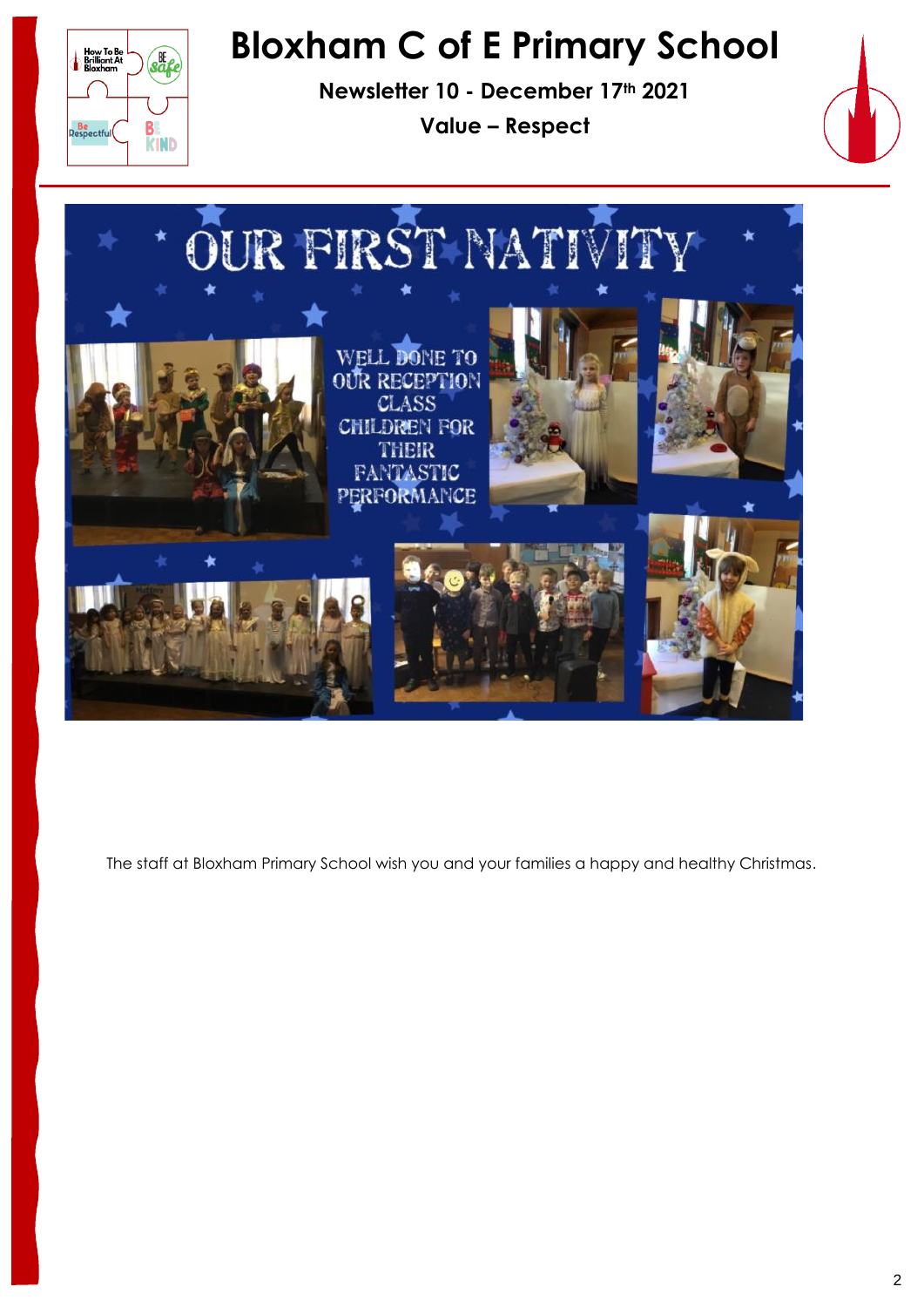# Bloxham C of E Primary School

**Newsletter 10 - December 17th 2021**

**Value – Respect**

## OUR FIRST NATIVITY

WELL DONE TO OUR RECEPTION CLASS CHILDREN FOR THEIR FANTASTIC PERFORMANCE

The staff at Bloxham Primary School wish you and your families a happy and healthy Christmas.